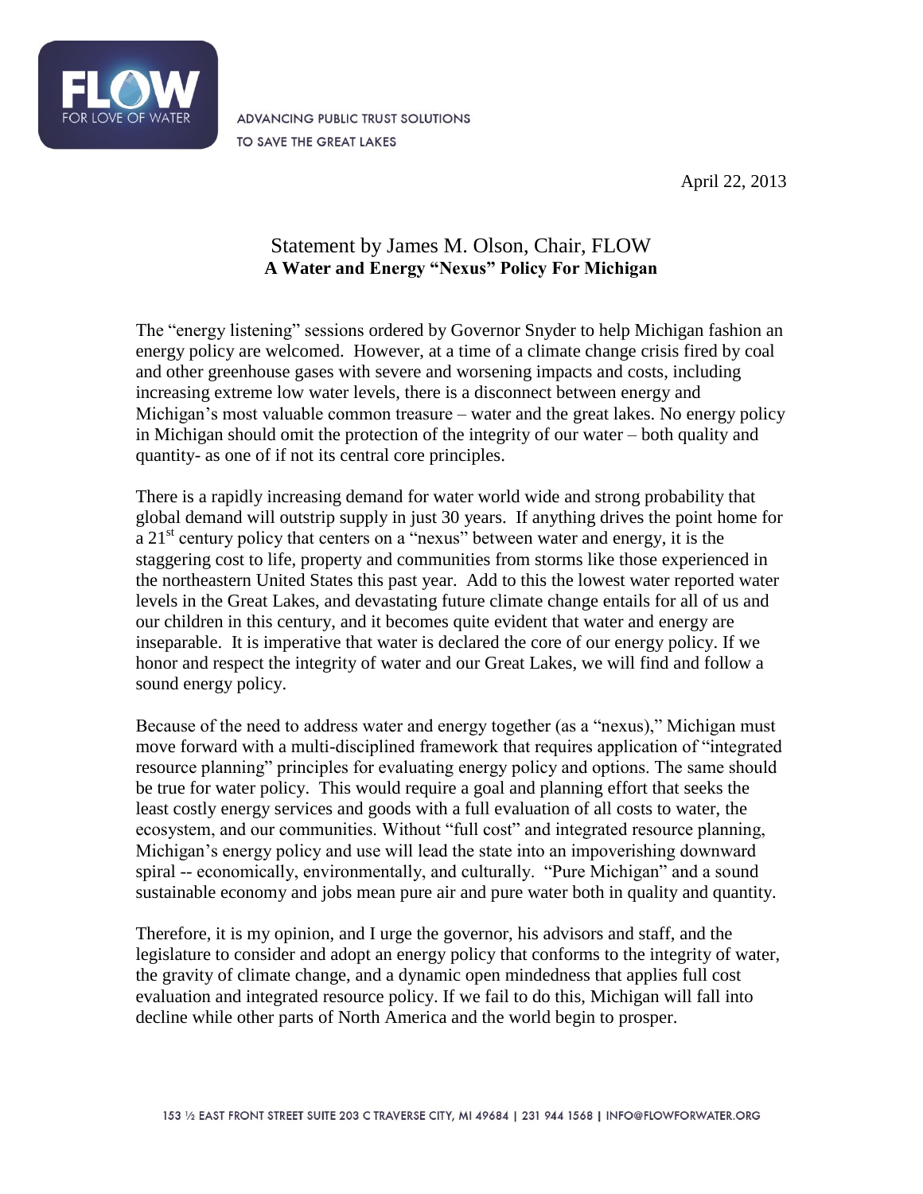ADVANCING PUBLIC TRUST SOLUTIONS TO SAVE THE GREAT LAKES

April 22, 2013

# Statement by James M. Olson, Chair, FLOW

## A Water and Energy "Nexus" Policy For Michigan

The "energy listening" sessions ordered by Governor Snyder to help Michigan fashion an energy policy are welcomed. However, at a time of a climate change crisis fired by coal and other greenhouse gases with severe and worsening impacts and costs, including increasing extreme low water levels, there is a disconnect between energy and Michigan's most valuable common treasure – water and the great lakes. No energy policy in Michigan should omit the protection of the integrity of our water – both quality and quantity- as one of if not its central core principles.

There is a rapidly increasing demand for water world wide and strong probability that global demand will outstrip supply in just 30 years. If anything drives the point home for a 21st century policy that centers on a "nexus" between water and energy, it is the staggering cost to life, property and communities from storms like those experienced in the northeastern United States this past year. Add to this the lowest water reported water levels in the Great Lakes, and devastating future climate change entails for all of us and our children in this century, and it becomes quite evident that water and energy are inseparable. It is imperative that water is declared the core of our energy policy. If we honor and respect the integrity of water and our Great Lakes, we will find and follow a sound energy policy.

Because of the need to address water and energy together (as a "nexus)," Michigan must move forward with a multi-disciplined framework that requires application of "integrated resource planning" principles for evaluating energy policy and options. The same should be true for water policy. This would require a goal and planning effort that seeks the least costly energy services and goods with a full evaluation of all costs to water, the ecosystem, and our communities. Without "full cost" and integrated resource planning, Michigan's energy policy and use will lead the state into an impoverishing downward spiral -- economically, environmentally, and culturally. "Pure Michigan" and a sound sustainable economy and jobs mean pure air and pure water both in quality and quantity.

Therefore, it is my opinion, and I urge the governor, his advisors and staff, and the legislature to consider and adopt an energy policy that conforms to the integrity of water, the gravity of climate change, and a dynamic open mindedness that applies full cost evaluation and integrated resource policy. If we fail to do this, Michigan will fall into decline while other parts of North America and the world begin to prosper.

153 ½ EAST FRONT STREET SUITE 203 C TRAVERSE CITY, MI 49684 | 231 944 1568 | INFO@FLOWFORWATER.ORG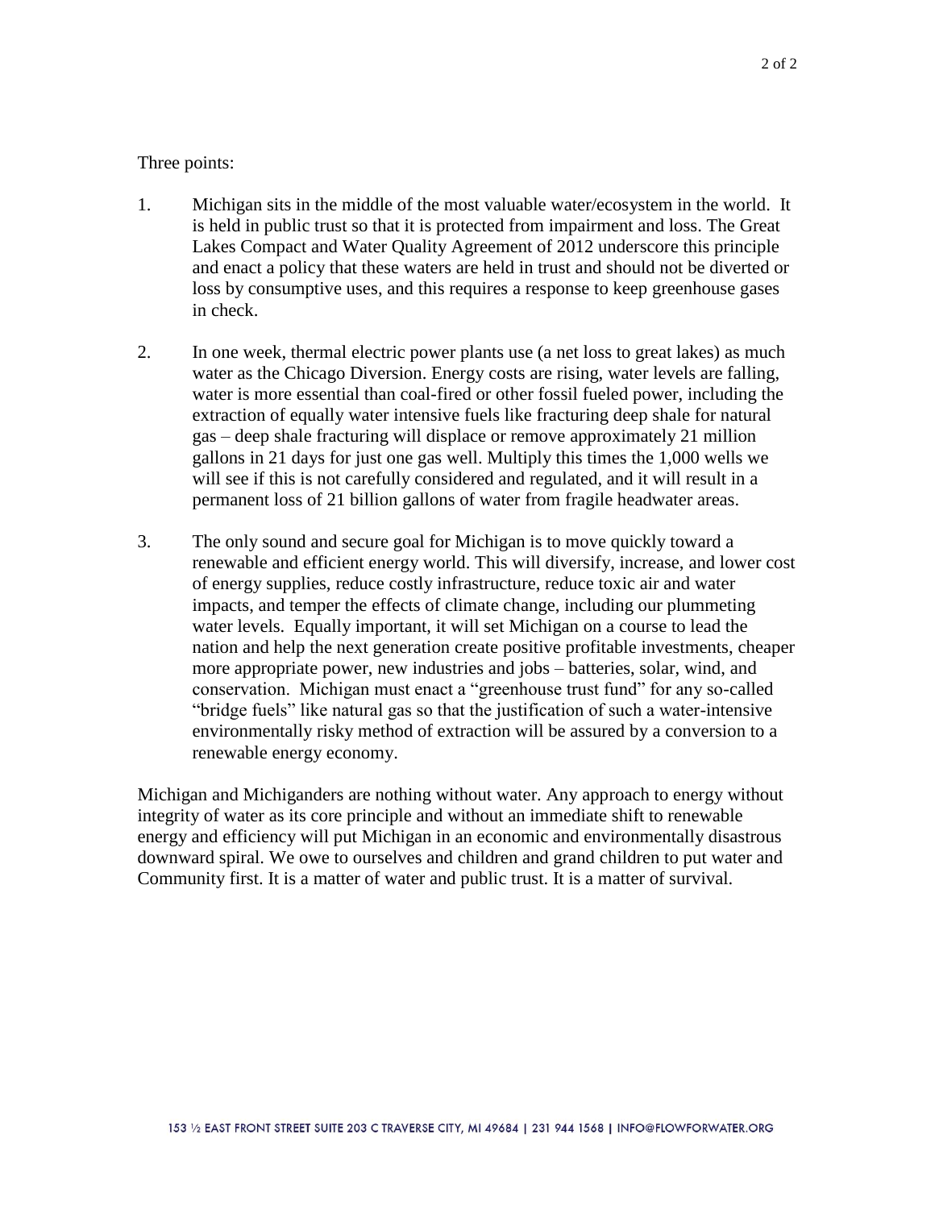Three points:

1. Michigan sits in the middle of the most valuable water/ecosystem in the world. It is held in public trust so that it is protected from impairment and loss. The Great Lakes Compact and Water Quality Agreement of 2012 underscore this principle and enact a policy that these waters are held in trust and should not be diverted or loss by consumptive uses, and this requires a response to keep greenhouse gases in check.

2. In one week, thermal electric power plants use (a net loss to great lakes) as much water as the Chicago Diversion. Energy costs are rising, water levels are falling, water is more essential than coal-fired or other fossil fueled power, including the extraction of equally water intensive fuels like fracturing deep shale for natural gas – deep shale fracturing will displace or remove approximately 21 million gallons in 21 days for just one gas well. Multiply this times the 1,000 wells we will see if this is not carefully considered and regulated, and it will result in a permanent loss of 21 billion gallons of water from fragile headwater areas.

3. The only sound and secure goal for Michigan is to move quickly toward a renewable and efficient energy world. This will diversify, increase, and lower cost of energy supplies, reduce costly infrastructure, reduce toxic air and water impacts, and temper the effects of climate change, including our plummeting water levels. Equally important, it will set Michigan on a course to lead the nation and help the next generation create positive profitable investments, cheaper more appropriate power, new industries and jobs – batteries, solar, wind, and conservation. Michigan must enact a "greenhouse trust fund" for any so-called "bridge fuels" like natural gas so that the justification of such a water-intensive environmentally risky method of extraction will be assured by a conversion to a renewable energy economy.

Michigan and Michiganders are nothing without water. Any approach to energy without integrity of water as its core principle and without an immediate shift to renewable energy and efficiency will put Michigan in an economic and environmentally disastrous downward spiral. We owe to ourselves and children and grand children to put water and Community first. It is a matter of water and public trust. It is a matter of survival.

153 ½ EAST FRONT STREET SUITE 203 C TRAVERSE CITY, MI 49684 | 231 944 1568 | INFO@FLOWFORWATER.ORG